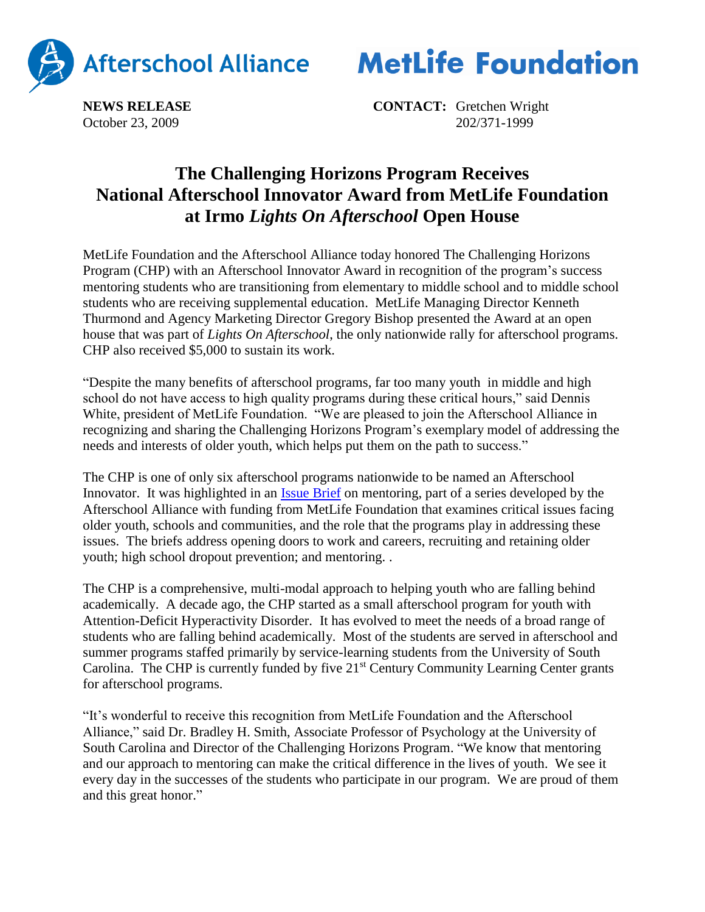Afterschool Alliance

MetLife Foundation

**NEWS RELEASE**
October 23, 2009

**CONTACT:** Gretchen Wright
202/371-1999

# The Challenging Horizons Program Receives National Afterschool Innovator Award from MetLife Foundation at Irmo *Lights On Afterschool* Open House

MetLife Foundation and the Afterschool Alliance today honored The Challenging Horizons Program (CHP) with an Afterschool Innovator Award in recognition of the program's success mentoring students who are transitioning from elementary to middle school and to middle school students who are receiving supplemental education. MetLife Managing Director Kenneth Thurmond and Agency Marketing Director Gregory Bishop presented the Award at an open house that was part of *Lights On Afterschool*, the only nationwide rally for afterschool programs. CHP also received $5,000 to sustain its work.

"Despite the many benefits of afterschool programs, far too many youth in middle and high school do not have access to high quality programs during these critical hours," said Dennis White, president of MetLife Foundation. "We are pleased to join the Afterschool Alliance in recognizing and sharing the Challenging Horizons Program's exemplary model of addressing the needs and interests of older youth, which helps put them on the path to success."

The CHP is one of only six afterschool programs nationwide to be named an Afterschool Innovator. It was highlighted in an Issue Brief on mentoring, part of a series developed by the Afterschool Alliance with funding from MetLife Foundation that examines critical issues facing older youth, schools and communities, and the role that the programs play in addressing these issues. The briefs address opening doors to work and careers, recruiting and retaining older youth; high school dropout prevention; and mentoring. .

The CHP is a comprehensive, multi-modal approach to helping youth who are falling behind academically. A decade ago, the CHP started as a small afterschool program for youth with Attention-Deficit Hyperactivity Disorder. It has evolved to meet the needs of a broad range of students who are falling behind academically. Most of the students are served in afterschool and summer programs staffed primarily by service-learning students from the University of South Carolina. The CHP is currently funded by five 21st Century Community Learning Center grants for afterschool programs.

"It's wonderful to receive this recognition from MetLife Foundation and the Afterschool Alliance," said Dr. Bradley H. Smith, Associate Professor of Psychology at the University of South Carolina and Director of the Challenging Horizons Program. "We know that mentoring and our approach to mentoring can make the critical difference in the lives of youth. We see it every day in the successes of the students who participate in our program. We are proud of them and this great honor."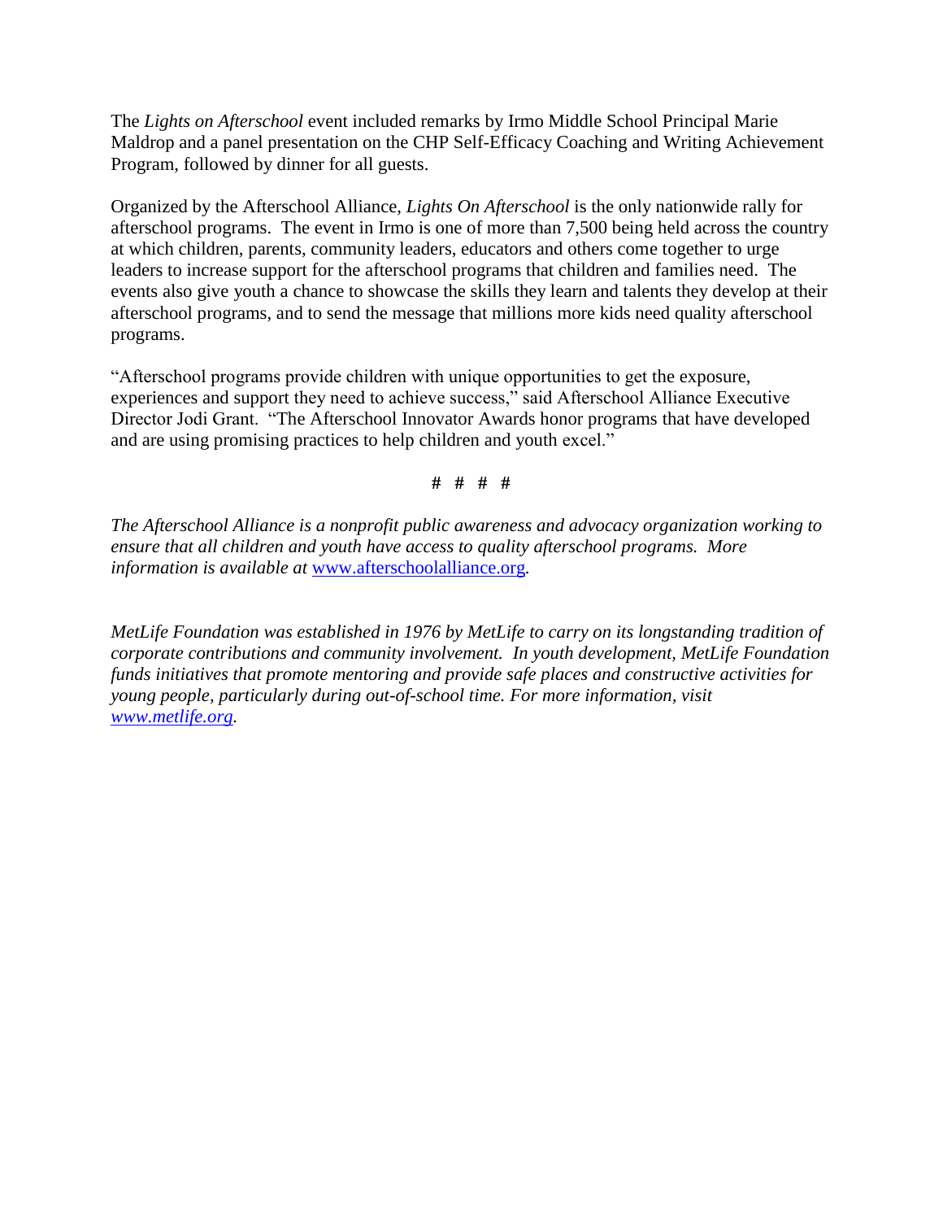The *Lights on Afterschool* event included remarks by Irmo Middle School Principal Marie Maldrop and a panel presentation on the CHP Self-Efficacy Coaching and Writing Achievement Program, followed by dinner for all guests.

Organized by the Afterschool Alliance, *Lights On Afterschool* is the only nationwide rally for afterschool programs. The event in Irmo is one of more than 7,500 being held across the country at which children, parents, community leaders, educators and others come together to urge leaders to increase support for the afterschool programs that children and families need. The events also give youth a chance to showcase the skills they learn and talents they develop at their afterschool programs, and to send the message that millions more kids need quality afterschool programs.

"Afterschool programs provide children with unique opportunities to get the exposure, experiences and support they need to achieve success," said Afterschool Alliance Executive Director Jodi Grant. "The Afterschool Innovator Awards honor programs that have developed and are using promising practices to help children and youth excel."

# # # #

*The Afterschool Alliance is a nonprofit public awareness and advocacy organization working to ensure that all children and youth have access to quality afterschool programs. More information is available at* www.afterschoolalliance.org*.*

*MetLife Foundation was established in 1976 by MetLife to carry on its longstanding tradition of corporate contributions and community involvement. In youth development, MetLife Foundation funds initiatives that promote mentoring and provide safe places and constructive activities for young people, particularly during out-of-school time. For more information, visit www.metlife.org.*